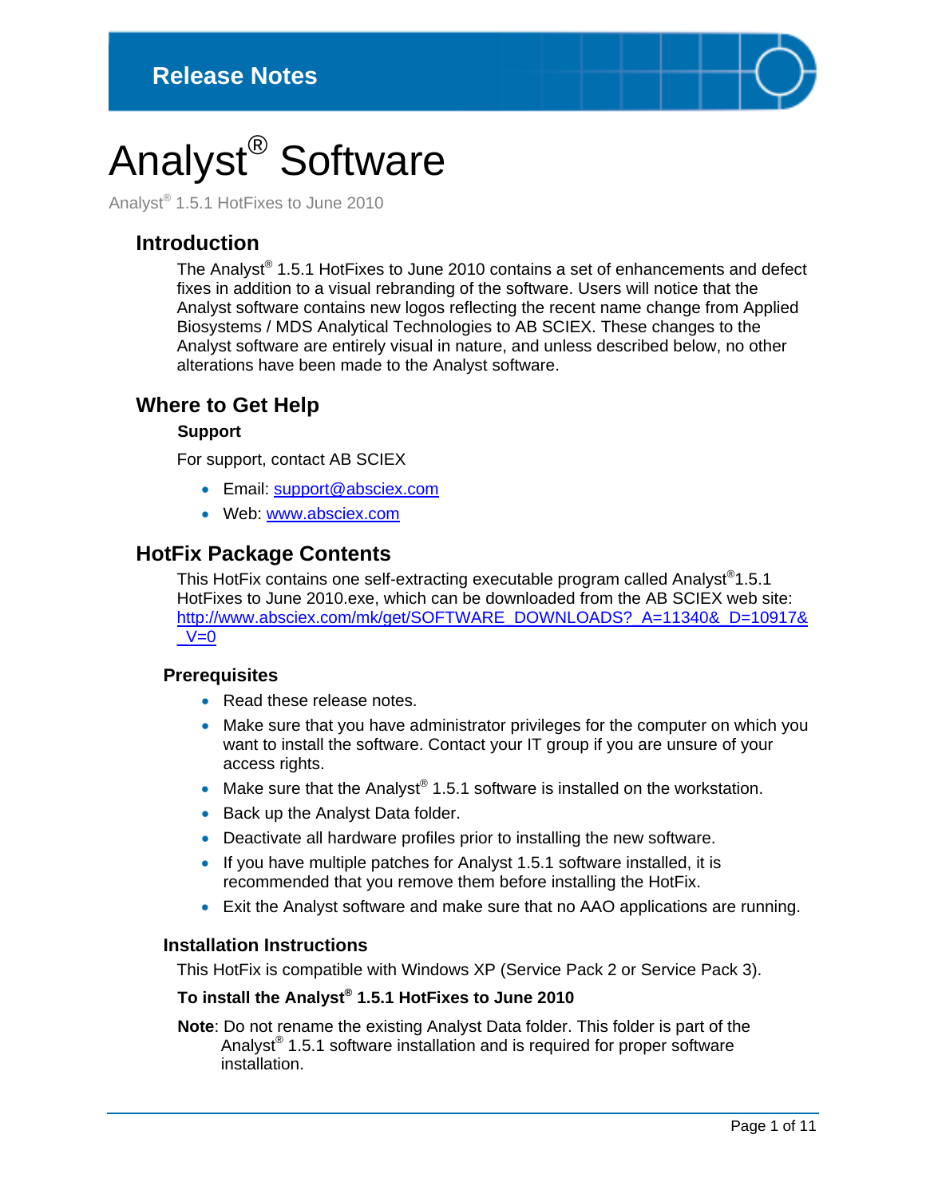Release Notes

# Analyst® Software

Analyst® 1.5.1 HotFixes to June 2010

## Introduction

The Analyst® 1.5.1 HotFixes to June 2010 contains a set of enhancements and defect fixes in addition to a visual rebranding of the software. Users will notice that the Analyst software contains new logos reflecting the recent name change from Applied Biosystems / MDS Analytical Technologies to AB SCIEX. These changes to the Analyst software are entirely visual in nature, and unless described below, no other alterations have been made to the Analyst software.

## Where to Get Help

**Support**

For support, contact AB SCIEX

- Email: support@absciex.com
- Web: www.absciex.com

## HotFix Package Contents

This HotFix contains one self-extracting executable program called Analyst®1.5.1 HotFixes to June 2010.exe, which can be downloaded from the AB SCIEX web site: http://www.absciex.com/mk/get/SOFTWARE_DOWNLOADS?_A=11340&_D=10917&_V=0

### Prerequisites

- Read these release notes.
- Make sure that you have administrator privileges for the computer on which you want to install the software. Contact your IT group if you are unsure of your access rights.
- Make sure that the Analyst® 1.5.1 software is installed on the workstation.
- Back up the Analyst Data folder.
- Deactivate all hardware profiles prior to installing the new software.
- If you have multiple patches for Analyst 1.5.1 software installed, it is recommended that you remove them before installing the HotFix.
- Exit the Analyst software and make sure that no AAO applications are running.

### Installation Instructions

This HotFix is compatible with Windows XP (Service Pack 2 or Service Pack 3).

**To install the Analyst® 1.5.1 HotFixes to June 2010**

**Note**: Do not rename the existing Analyst Data folder. This folder is part of the Analyst® 1.5.1 software installation and is required for proper software installation.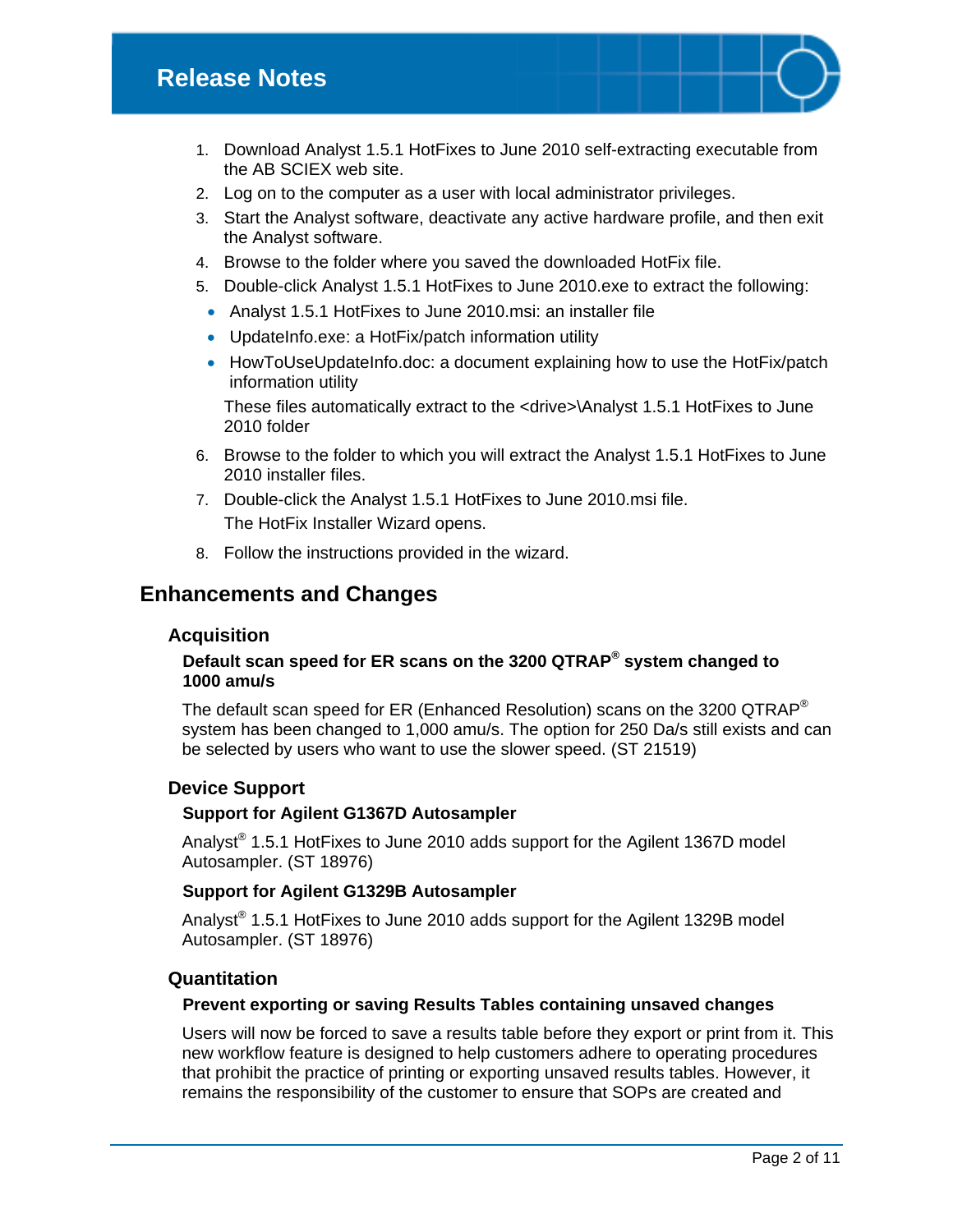1. Download Analyst 1.5.1 HotFixes to June 2010 self-extracting executable from the AB SCIEX web site.
2. Log on to the computer as a user with local administrator privileges.
3. Start the Analyst software, deactivate any active hardware profile, and then exit the Analyst software.
4. Browse to the folder where you saved the downloaded HotFix file.
5. Double-click Analyst 1.5.1 HotFixes to June 2010.exe to extract the following:
   - Analyst 1.5.1 HotFixes to June 2010.msi: an installer file
   - UpdateInfo.exe: a HotFix/patch information utility
   - HowToUseUpdateInfo.doc: a document explaining how to use the HotFix/patch information utility

   These files automatically extract to the <drive>\Analyst 1.5.1 HotFixes to June 2010 folder
6. Browse to the folder to which you will extract the Analyst 1.5.1 HotFixes to June 2010 installer files.
7. Double-click the Analyst 1.5.1 HotFixes to June 2010.msi file.

   The HotFix Installer Wizard opens.
8. Follow the instructions provided in the wizard.

## Enhancements and Changes

### Acquisition

#### Default scan speed for ER scans on the 3200 QTRAP® system changed to 1000 amu/s

The default scan speed for ER (Enhanced Resolution) scans on the 3200 QTRAP® system has been changed to 1,000 amu/s. The option for 250 Da/s still exists and can be selected by users who want to use the slower speed. (ST 21519)

### Device Support

#### Support for Agilent G1367D Autosampler

Analyst® 1.5.1 HotFixes to June 2010 adds support for the Agilent 1367D model Autosampler. (ST 18976)

#### Support for Agilent G1329B Autosampler

Analyst® 1.5.1 HotFixes to June 2010 adds support for the Agilent 1329B model Autosampler. (ST 18976)

### Quantitation

#### Prevent exporting or saving Results Tables containing unsaved changes

Users will now be forced to save a results table before they export or print from it. This new workflow feature is designed to help customers adhere to operating procedures that prohibit the practice of printing or exporting unsaved results tables. However, it remains the responsibility of the customer to ensure that SOPs are created and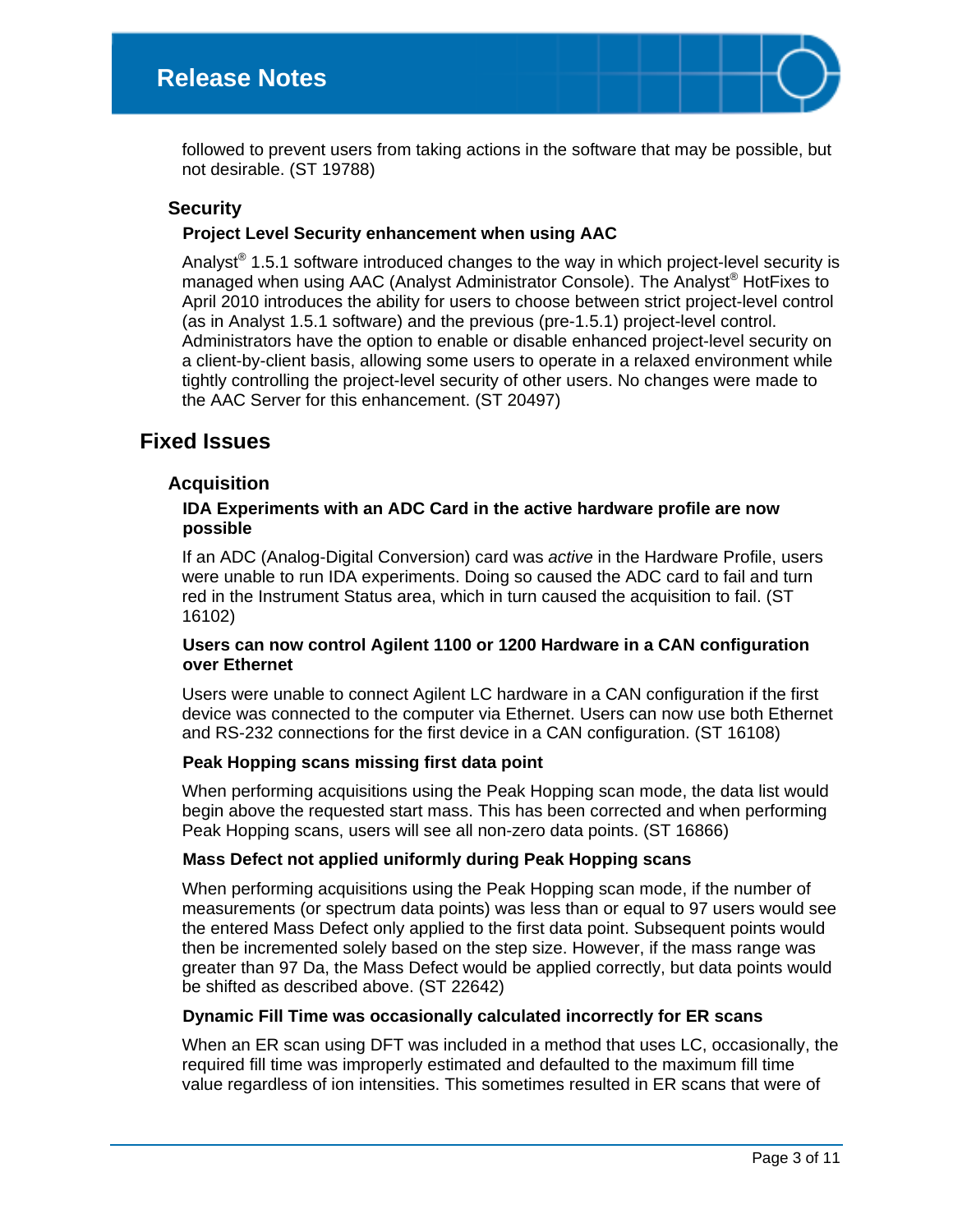followed to prevent users from taking actions in the software that may be possible, but not desirable. (ST 19788)

### Security

#### Project Level Security enhancement when using AAC

Analyst® 1.5.1 software introduced changes to the way in which project-level security is managed when using AAC (Analyst Administrator Console). The Analyst® HotFixes to April 2010 introduces the ability for users to choose between strict project-level control (as in Analyst 1.5.1 software) and the previous (pre-1.5.1) project-level control. Administrators have the option to enable or disable enhanced project-level security on a client-by-client basis, allowing some users to operate in a relaxed environment while tightly controlling the project-level security of other users. No changes were made to the AAC Server for this enhancement. (ST 20497)

## Fixed Issues

### Acquisition

#### IDA Experiments with an ADC Card in the active hardware profile are now possible

If an ADC (Analog-Digital Conversion) card was *active* in the Hardware Profile, users were unable to run IDA experiments. Doing so caused the ADC card to fail and turn red in the Instrument Status area, which in turn caused the acquisition to fail. (ST 16102)

#### Users can now control Agilent 1100 or 1200 Hardware in a CAN configuration over Ethernet

Users were unable to connect Agilent LC hardware in a CAN configuration if the first device was connected to the computer via Ethernet. Users can now use both Ethernet and RS-232 connections for the first device in a CAN configuration. (ST 16108)

#### Peak Hopping scans missing first data point

When performing acquisitions using the Peak Hopping scan mode, the data list would begin above the requested start mass. This has been corrected and when performing Peak Hopping scans, users will see all non-zero data points. (ST 16866)

#### Mass Defect not applied uniformly during Peak Hopping scans

When performing acquisitions using the Peak Hopping scan mode, if the number of measurements (or spectrum data points) was less than or equal to 97 users would see the entered Mass Defect only applied to the first data point. Subsequent points would then be incremented solely based on the step size. However, if the mass range was greater than 97 Da, the Mass Defect would be applied correctly, but data points would be shifted as described above. (ST 22642)

#### Dynamic Fill Time was occasionally calculated incorrectly for ER scans

When an ER scan using DFT was included in a method that uses LC, occasionally, the required fill time was improperly estimated and defaulted to the maximum fill time value regardless of ion intensities. This sometimes resulted in ER scans that were of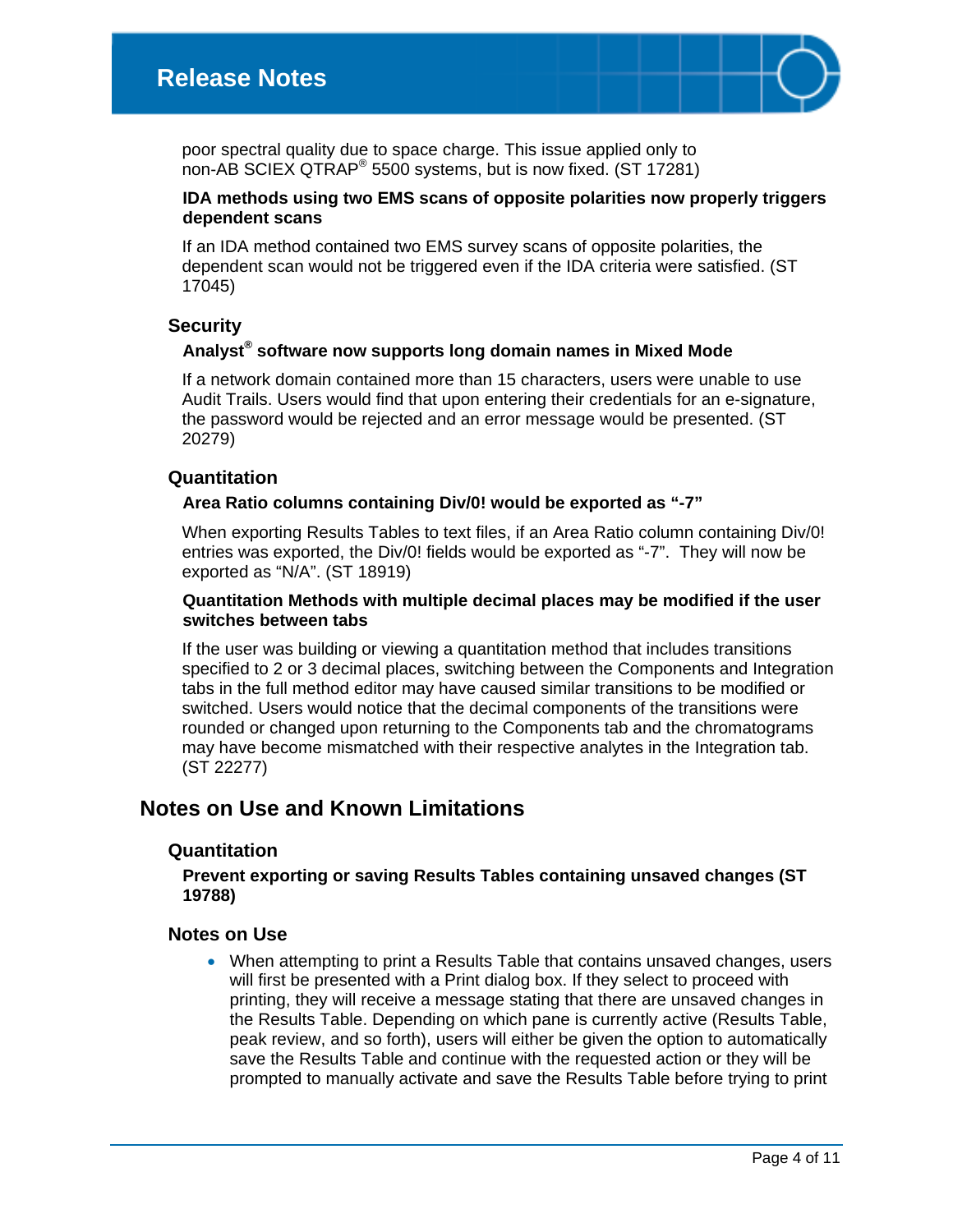poor spectral quality due to space charge. This issue applied only to non-AB SCIEX QTRAP® 5500 systems, but is now fixed. (ST 17281)

**IDA methods using two EMS scans of opposite polarities now properly triggers dependent scans**

If an IDA method contained two EMS survey scans of opposite polarities, the dependent scan would not be triggered even if the IDA criteria were satisfied. (ST 17045)

### Security

**Analyst® software now supports long domain names in Mixed Mode**

If a network domain contained more than 15 characters, users were unable to use Audit Trails. Users would find that upon entering their credentials for an e-signature, the password would be rejected and an error message would be presented. (ST 20279)

### Quantitation

**Area Ratio columns containing Div/0! would be exported as "-7"**

When exporting Results Tables to text files, if an Area Ratio column containing Div/0! entries was exported, the Div/0! fields would be exported as "-7". They will now be exported as "N/A". (ST 18919)

**Quantitation Methods with multiple decimal places may be modified if the user switches between tabs**

If the user was building or viewing a quantitation method that includes transitions specified to 2 or 3 decimal places, switching between the Components and Integration tabs in the full method editor may have caused similar transitions to be modified or switched. Users would notice that the decimal components of the transitions were rounded or changed upon returning to the Components tab and the chromatograms may have become mismatched with their respective analytes in the Integration tab. (ST 22277)

## Notes on Use and Known Limitations

### Quantitation

**Prevent exporting or saving Results Tables containing unsaved changes (ST 19788)**

### Notes on Use

- When attempting to print a Results Table that contains unsaved changes, users will first be presented with a Print dialog box. If they select to proceed with printing, they will receive a message stating that there are unsaved changes in the Results Table. Depending on which pane is currently active (Results Table, peak review, and so forth), users will either be given the option to automatically save the Results Table and continue with the requested action or they will be prompted to manually activate and save the Results Table before trying to print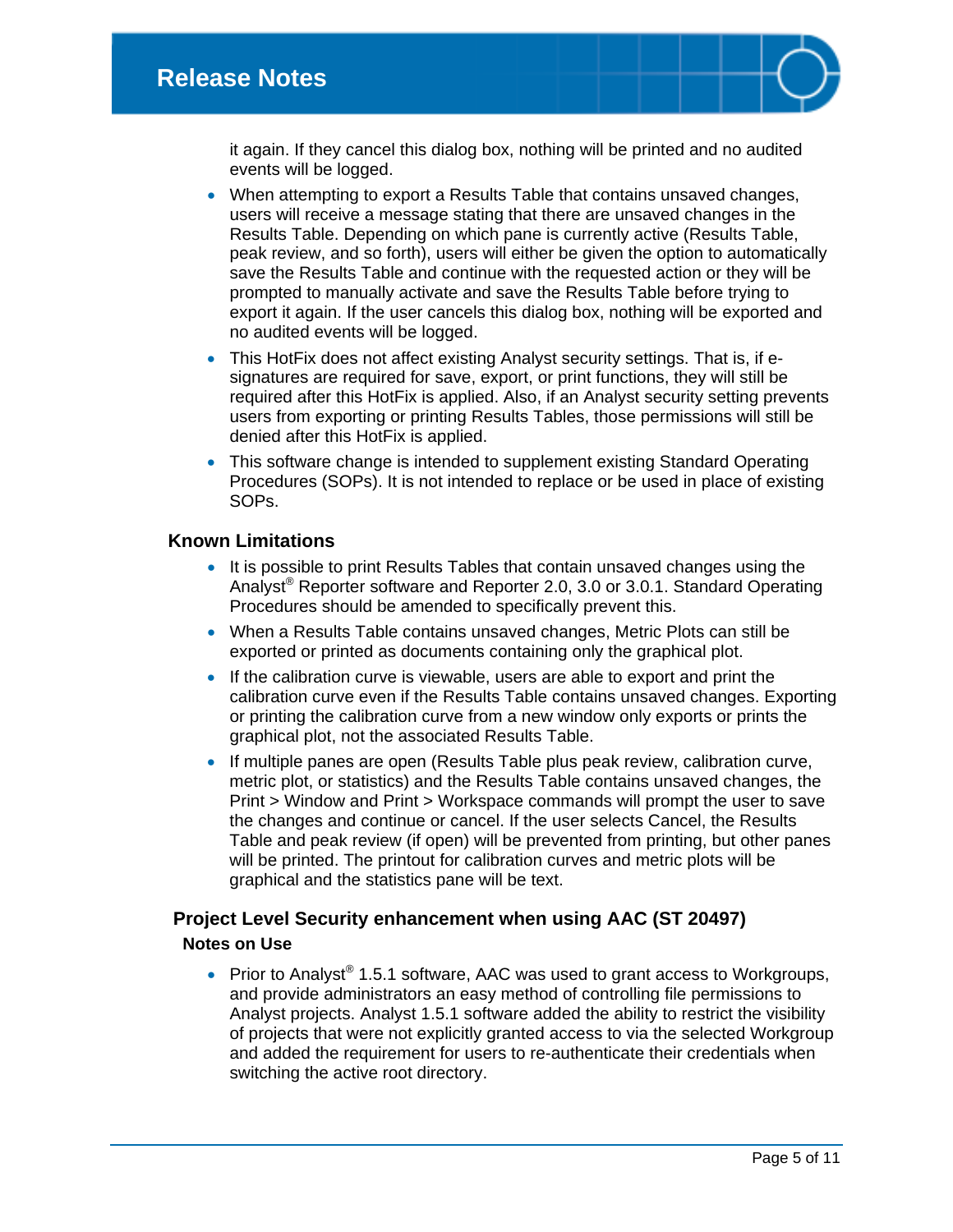it again. If they cancel this dialog box, nothing will be printed and no audited events will be logged.

- When attempting to export a Results Table that contains unsaved changes, users will receive a message stating that there are unsaved changes in the Results Table. Depending on which pane is currently active (Results Table, peak review, and so forth), users will either be given the option to automatically save the Results Table and continue with the requested action or they will be prompted to manually activate and save the Results Table before trying to export it again. If the user cancels this dialog box, nothing will be exported and no audited events will be logged.
- This HotFix does not affect existing Analyst security settings. That is, if e-signatures are required for save, export, or print functions, they will still be required after this HotFix is applied. Also, if an Analyst security setting prevents users from exporting or printing Results Tables, those permissions will still be denied after this HotFix is applied.
- This software change is intended to supplement existing Standard Operating Procedures (SOPs). It is not intended to replace or be used in place of existing SOPs.

### Known Limitations

- It is possible to print Results Tables that contain unsaved changes using the Analyst® Reporter software and Reporter 2.0, 3.0 or 3.0.1. Standard Operating Procedures should be amended to specifically prevent this.
- When a Results Table contains unsaved changes, Metric Plots can still be exported or printed as documents containing only the graphical plot.
- If the calibration curve is viewable, users are able to export and print the calibration curve even if the Results Table contains unsaved changes. Exporting or printing the calibration curve from a new window only exports or prints the graphical plot, not the associated Results Table.
- If multiple panes are open (Results Table plus peak review, calibration curve, metric plot, or statistics) and the Results Table contains unsaved changes, the Print > Window and Print > Workspace commands will prompt the user to save the changes and continue or cancel. If the user selects Cancel, the Results Table and peak review (if open) will be prevented from printing, but other panes will be printed. The printout for calibration curves and metric plots will be graphical and the statistics pane will be text.

## Project Level Security enhancement when using AAC (ST 20497)

### Notes on Use

- Prior to Analyst® 1.5.1 software, AAC was used to grant access to Workgroups, and provide administrators an easy method of controlling file permissions to Analyst projects. Analyst 1.5.1 software added the ability to restrict the visibility of projects that were not explicitly granted access to via the selected Workgroup and added the requirement for users to re-authenticate their credentials when switching the active root directory.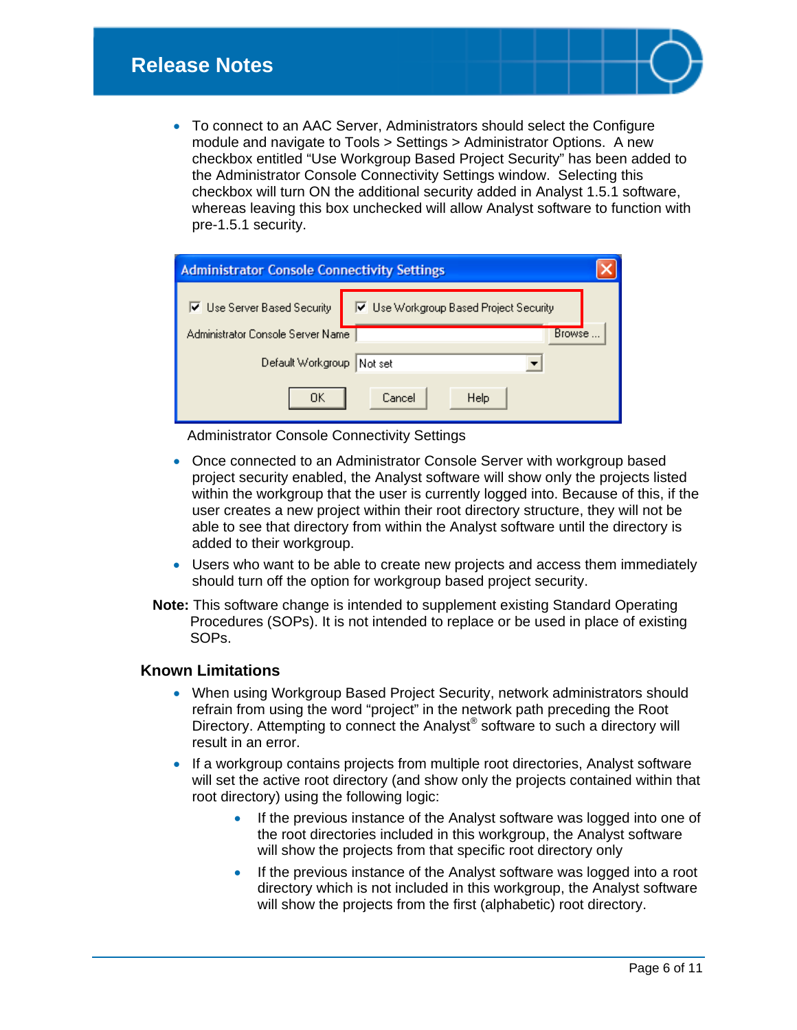- To connect to an AAC Server, Administrators should select the Configure module and navigate to Tools > Settings > Administrator Options. A new checkbox entitled “Use Workgroup Based Project Security” has been added to the Administrator Console Connectivity Settings window. Selecting this checkbox will turn ON the additional security added in Analyst 1.5.1 software, whereas leaving this box unchecked will allow Analyst software to function with pre-1.5.1 security.

Administrator Console Connectivity Settings

- Once connected to an Administrator Console Server with workgroup based project security enabled, the Analyst software will show only the projects listed within the workgroup that the user is currently logged into. Because of this, if the user creates a new project within their root directory structure, they will not be able to see that directory from within the Analyst software until the directory is added to their workgroup.
- Users who want to be able to create new projects and access them immediately should turn off the option for workgroup based project security.

**Note:** This software change is intended to supplement existing Standard Operating Procedures (SOPs). It is not intended to replace or be used in place of existing SOPs.

### Known Limitations

- When using Workgroup Based Project Security, network administrators should refrain from using the word “project” in the network path preceding the Root Directory. Attempting to connect the Analyst® software to such a directory will result in an error.
- If a workgroup contains projects from multiple root directories, Analyst software will set the active root directory (and show only the projects contained within that root directory) using the following logic:
    - If the previous instance of the Analyst software was logged into one of the root directories included in this workgroup, the Analyst software will show the projects from that specific root directory only
    - If the previous instance of the Analyst software was logged into a root directory which is not included in this workgroup, the Analyst software will show the projects from the first (alphabetic) root directory.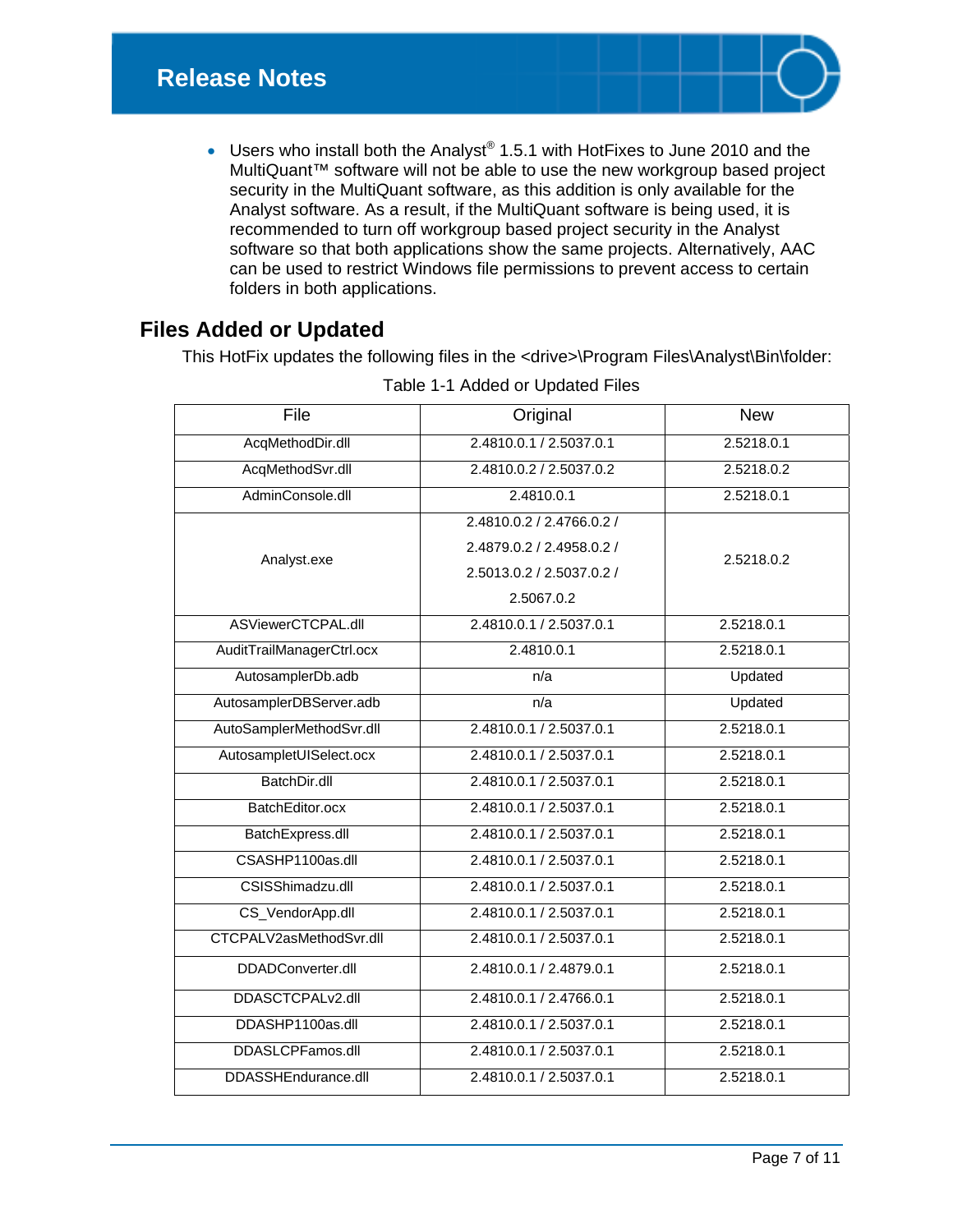- Users who install both the Analyst® 1.5.1 with HotFixes to June 2010 and the MultiQuant™ software will not be able to use the new workgroup based project security in the MultiQuant software, as this addition is only available for the Analyst software. As a result, if the MultiQuant software is being used, it is recommended to turn off workgroup based project security in the Analyst software so that both applications show the same projects. Alternatively, AAC can be used to restrict Windows file permissions to prevent access to certain folders in both applications.

## Files Added or Updated

This HotFix updates the following files in the <drive>\Program Files\Analyst\Bin\folder:

Table 1-1 Added or Updated Files

| File | Original | New |
|---|---|---|
| AcqMethodDir.dll | 2.4810.0.1 / 2.5037.0.1 | 2.5218.0.1 |
| AcqMethodSvr.dll | 2.4810.0.2 / 2.5037.0.2 | 2.5218.0.2 |
| AdminConsole.dll | 2.4810.0.1 | 2.5218.0.1 |
| Analyst.exe | 2.4810.0.2 / 2.4766.0.2 / 2.4879.0.2 / 2.4958.0.2 / 2.5013.0.2 / 2.5037.0.2 / 2.5067.0.2 | 2.5218.0.2 |
| ASViewerCTCPAL.dll | 2.4810.0.1 / 2.5037.0.1 | 2.5218.0.1 |
| AuditTrailManagerCtrl.ocx | 2.4810.0.1 | 2.5218.0.1 |
| AutosamplerDb.adb | n/a | Updated |
| AutosamplerDBServer.adb | n/a | Updated |
| AutoSamplerMethodSvr.dll | 2.4810.0.1 / 2.5037.0.1 | 2.5218.0.1 |
| AutosampletUISelect.ocx | 2.4810.0.1 / 2.5037.0.1 | 2.5218.0.1 |
| BatchDir.dll | 2.4810.0.1 / 2.5037.0.1 | 2.5218.0.1 |
| BatchEditor.ocx | 2.4810.0.1 / 2.5037.0.1 | 2.5218.0.1 |
| BatchExpress.dll | 2.4810.0.1 / 2.5037.0.1 | 2.5218.0.1 |
| CSASHP1100as.dll | 2.4810.0.1 / 2.5037.0.1 | 2.5218.0.1 |
| CSISShimadzu.dll | 2.4810.0.1 / 2.5037.0.1 | 2.5218.0.1 |
| CS_VendorApp.dll | 2.4810.0.1 / 2.5037.0.1 | 2.5218.0.1 |
| CTCPALV2asMethodSvr.dll | 2.4810.0.1 / 2.5037.0.1 | 2.5218.0.1 |
| DDADConverter.dll | 2.4810.0.1 / 2.4879.0.1 | 2.5218.0.1 |
| DDASCTCPALv2.dll | 2.4810.0.1 / 2.4766.0.1 | 2.5218.0.1 |
| DDASHP1100as.dll | 2.4810.0.1 / 2.5037.0.1 | 2.5218.0.1 |
| DDASLCPFamos.dll | 2.4810.0.1 / 2.5037.0.1 | 2.5218.0.1 |
| DDASSHEndurance.dll | 2.4810.0.1 / 2.5037.0.1 | 2.5218.0.1 |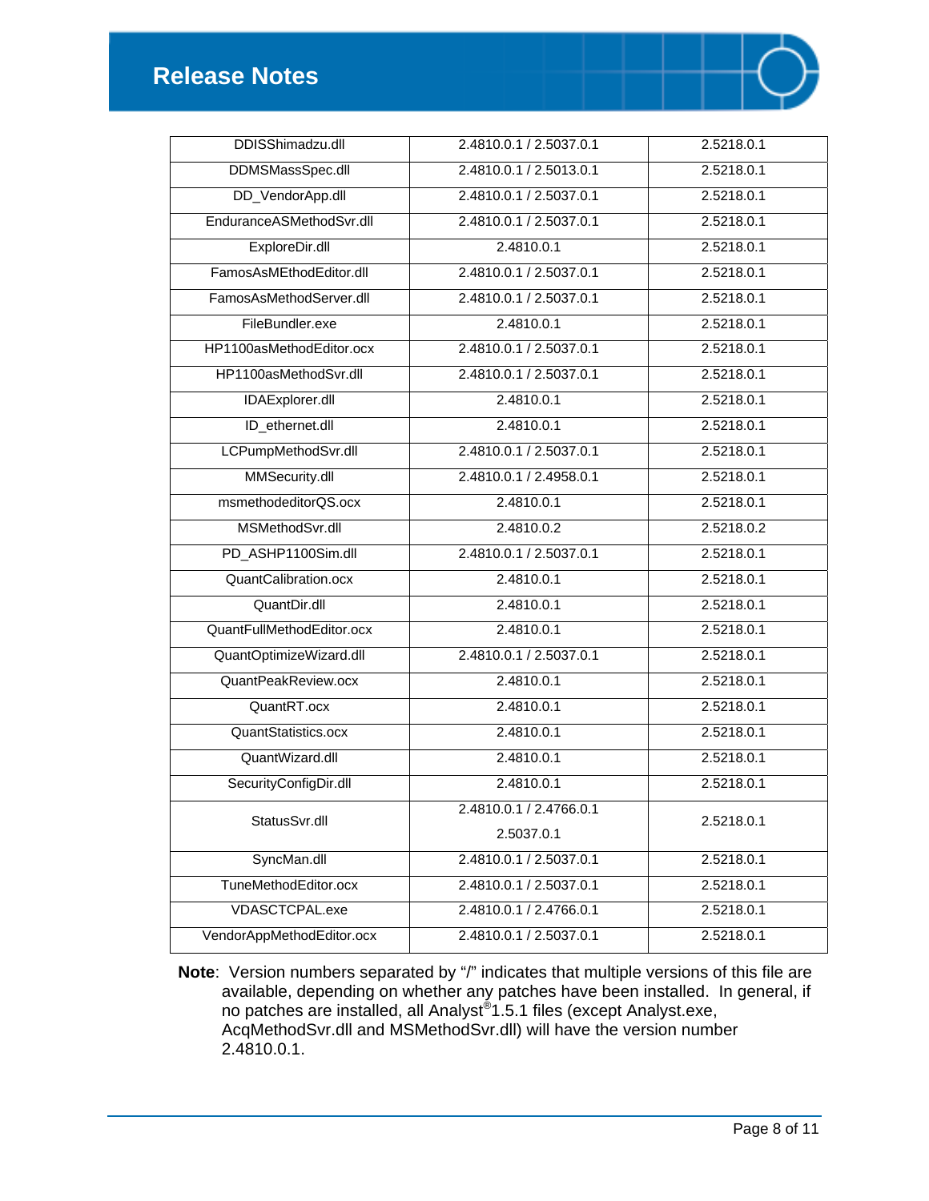| DDISShimadzu.dll | 2.4810.0.1 / 2.5037.0.1 | 2.5218.0.1 |
|---|---|---|
| DDMSMassSpec.dll | 2.4810.0.1 / 2.5013.0.1 | 2.5218.0.1 |
| DD_VendorApp.dll | 2.4810.0.1 / 2.5037.0.1 | 2.5218.0.1 |
| EnduranceASMethodSvr.dll | 2.4810.0.1 / 2.5037.0.1 | 2.5218.0.1 |
| ExploreDir.dll | 2.4810.0.1 | 2.5218.0.1 |
| FamosAsMEthodEditor.dll | 2.4810.0.1 / 2.5037.0.1 | 2.5218.0.1 |
| FamosAsMethodServer.dll | 2.4810.0.1 / 2.5037.0.1 | 2.5218.0.1 |
| FileBundler.exe | 2.4810.0.1 | 2.5218.0.1 |
| HP1100asMethodEditor.ocx | 2.4810.0.1 / 2.5037.0.1 | 2.5218.0.1 |
| HP1100asMethodSvr.dll | 2.4810.0.1 / 2.5037.0.1 | 2.5218.0.1 |
| IDAExplorer.dll | 2.4810.0.1 | 2.5218.0.1 |
| ID_ethernet.dll | 2.4810.0.1 | 2.5218.0.1 |
| LCPumpMethodSvr.dll | 2.4810.0.1 / 2.5037.0.1 | 2.5218.0.1 |
| MMSecurity.dll | 2.4810.0.1 / 2.4958.0.1 | 2.5218.0.1 |
| msmethodeditorQS.ocx | 2.4810.0.1 | 2.5218.0.1 |
| MSMethodSvr.dll | 2.4810.0.2 | 2.5218.0.2 |
| PD_ASHP1100Sim.dll | 2.4810.0.1 / 2.5037.0.1 | 2.5218.0.1 |
| QuantCalibration.ocx | 2.4810.0.1 | 2.5218.0.1 |
| QuantDir.dll | 2.4810.0.1 | 2.5218.0.1 |
| QuantFullMethodEditor.ocx | 2.4810.0.1 | 2.5218.0.1 |
| QuantOptimizeWizard.dll | 2.4810.0.1 / 2.5037.0.1 | 2.5218.0.1 |
| QuantPeakReview.ocx | 2.4810.0.1 | 2.5218.0.1 |
| QuantRT.ocx | 2.4810.0.1 | 2.5218.0.1 |
| QuantStatistics.ocx | 2.4810.0.1 | 2.5218.0.1 |
| QuantWizard.dll | 2.4810.0.1 | 2.5218.0.1 |
| SecurityConfigDir.dll | 2.4810.0.1 | 2.5218.0.1 |
| StatusSvr.dll | 2.4810.0.1 / 2.4766.0.1 2.5037.0.1 | 2.5218.0.1 |
| SyncMan.dll | 2.4810.0.1 / 2.5037.0.1 | 2.5218.0.1 |
| TuneMethodEditor.ocx | 2.4810.0.1 / 2.5037.0.1 | 2.5218.0.1 |
| VDASCTCPAL.exe | 2.4810.0.1 / 2.4766.0.1 | 2.5218.0.1 |
| VendorAppMethodEditor.ocx | 2.4810.0.1 / 2.5037.0.1 | 2.5218.0.1 |

**Note**: Version numbers separated by "/" indicates that multiple versions of this file are available, depending on whether any patches have been installed. In general, if no patches are installed, all Analyst® 1.5.1 files (except Analyst.exe, AcqMethodSvr.dll and MSMethodSvr.dll) will have the version number 2.4810.0.1.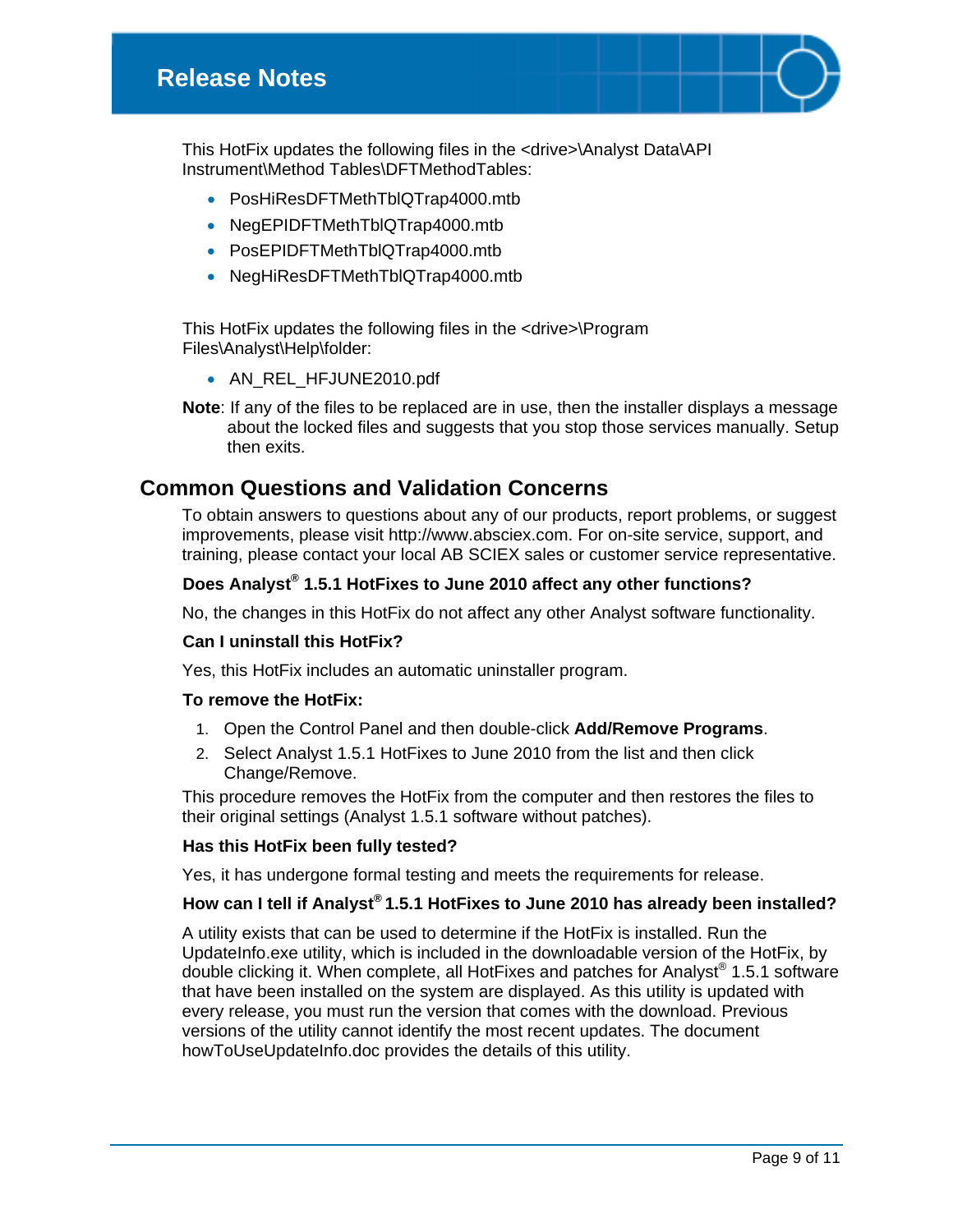This HotFix updates the following files in the <drive>\Analyst Data\API Instrument\Method Tables\DFTMethodTables:

- PosHiResDFTMethTblQTrap4000.mtb
- NegEPIDFTMethTblQTrap4000.mtb
- PosEPIDFTMethTblQTrap4000.mtb
- NegHiResDFTMethTblQTrap4000.mtb

This HotFix updates the following files in the <drive>\Program Files\Analyst\Help\folder:

- AN_REL_HFJUNE2010.pdf

**Note**: If any of the files to be replaced are in use, then the installer displays a message about the locked files and suggests that you stop those services manually. Setup then exits.

## Common Questions and Validation Concerns

To obtain answers to questions about any of our products, report problems, or suggest improvements, please visit http://www.absciex.com. For on-site service, support, and training, please contact your local AB SCIEX sales or customer service representative.

### Does Analyst® 1.5.1 HotFixes to June 2010 affect any other functions?

No, the changes in this HotFix do not affect any other Analyst software functionality.

### Can I uninstall this HotFix?

Yes, this HotFix includes an automatic uninstaller program.

### To remove the HotFix:

1. Open the Control Panel and then double-click **Add/Remove Programs**.
2. Select Analyst 1.5.1 HotFixes to June 2010 from the list and then click Change/Remove.

This procedure removes the HotFix from the computer and then restores the files to their original settings (Analyst 1.5.1 software without patches).

### Has this HotFix been fully tested?

Yes, it has undergone formal testing and meets the requirements for release.

### How can I tell if Analyst® 1.5.1 HotFixes to June 2010 has already been installed?

A utility exists that can be used to determine if the HotFix is installed. Run the UpdateInfo.exe utility, which is included in the downloadable version of the HotFix, by double clicking it. When complete, all HotFixes and patches for Analyst® 1.5.1 software that have been installed on the system are displayed. As this utility is updated with every release, you must run the version that comes with the download. Previous versions of the utility cannot identify the most recent updates. The document howToUseUpdateInfo.doc provides the details of this utility.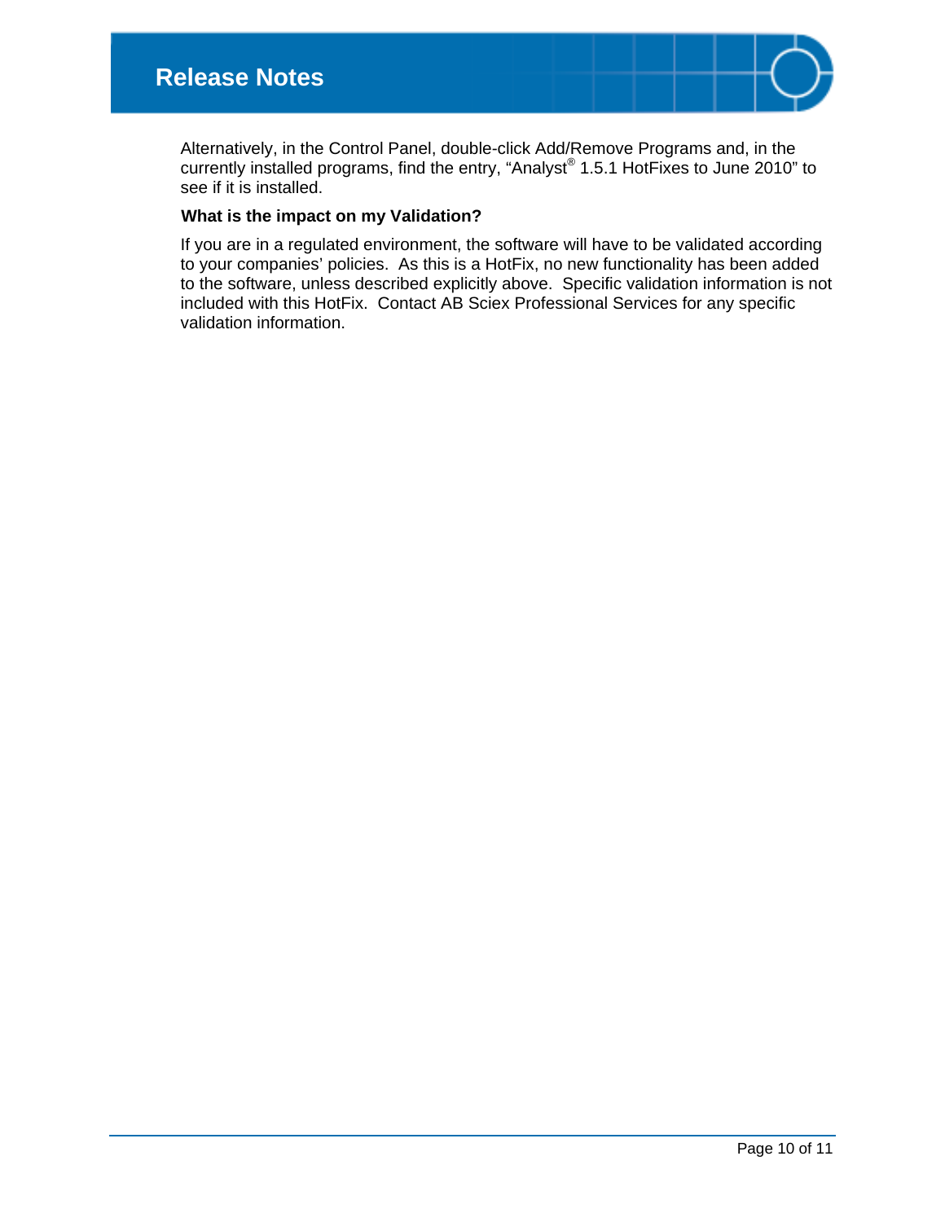Alternatively, in the Control Panel, double-click Add/Remove Programs and, in the currently installed programs, find the entry, "Analyst® 1.5.1 HotFixes to June 2010" to see if it is installed.

**What is the impact on my Validation?**

If you are in a regulated environment, the software will have to be validated according to your companies' policies. As this is a HotFix, no new functionality has been added to the software, unless described explicitly above. Specific validation information is not included with this HotFix. Contact AB Sciex Professional Services for any specific validation information.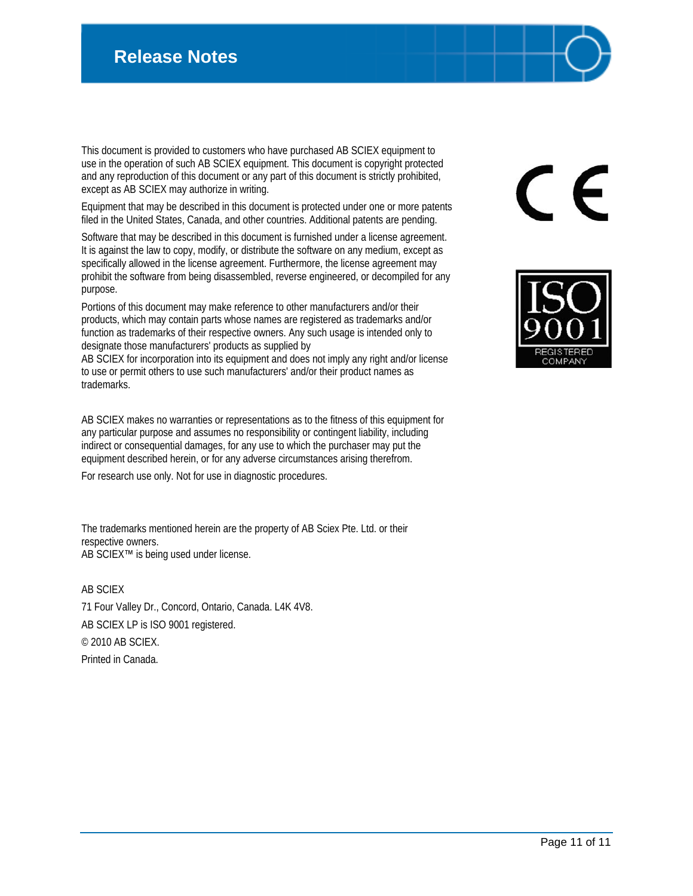This document is provided to customers who have purchased AB SCIEX equipment to use in the operation of such AB SCIEX equipment. This document is copyright protected and any reproduction of this document or any part of this document is strictly prohibited, except as AB SCIEX may authorize in writing.

Equipment that may be described in this document is protected under one or more patents filed in the United States, Canada, and other countries. Additional patents are pending.

Software that may be described in this document is furnished under a license agreement. It is against the law to copy, modify, or distribute the software on any medium, except as specifically allowed in the license agreement. Furthermore, the license agreement may prohibit the software from being disassembled, reverse engineered, or decompiled for any purpose.

Portions of this document may make reference to other manufacturers and/or their products, which may contain parts whose names are registered as trademarks and/or function as trademarks of their respective owners. Any such usage is intended only to designate those manufacturers' products as supplied by AB SCIEX for incorporation into its equipment and does not imply any right and/or license to use or permit others to use such manufacturers' and/or their product names as trademarks.

AB SCIEX makes no warranties or representations as to the fitness of this equipment for any particular purpose and assumes no responsibility or contingent liability, including indirect or consequential damages, for any use to which the purchaser may put the equipment described herein, or for any adverse circumstances arising therefrom.

For research use only. Not for use in diagnostic procedures.

The trademarks mentioned herein are the property of AB Sciex Pte. Ltd. or their respective owners.
AB SCIEX™ is being used under license.

AB SCIEX

71 Four Valley Dr., Concord, Ontario, Canada. L4K 4V8.

AB SCIEX LP is ISO 9001 registered.

© 2010 AB SCIEX.

Printed in Canada.